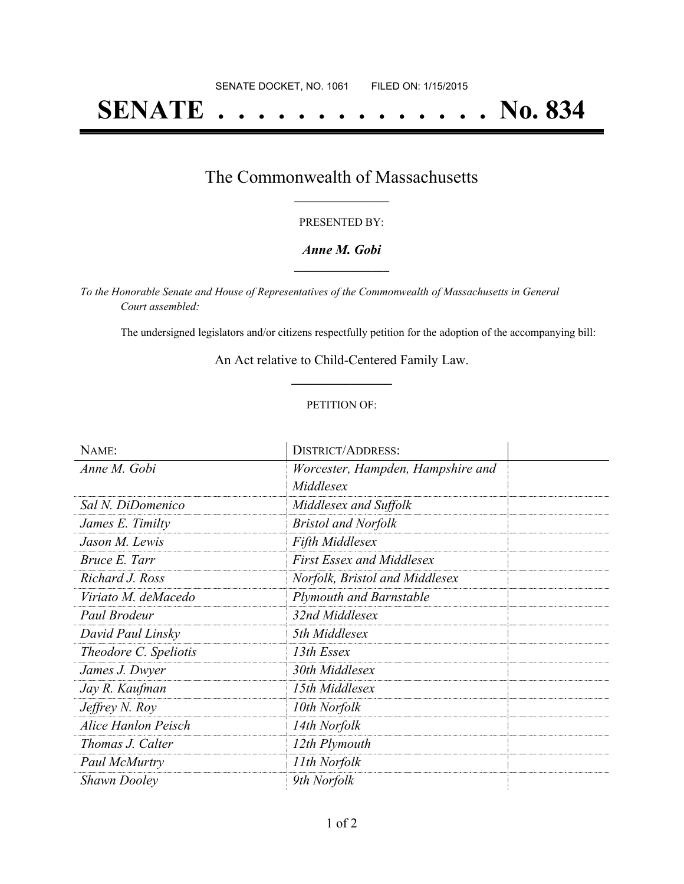SENATE DOCKET, NO. 1061        FILED ON: 1/15/2015

# SENATE . . . . . . . . . . . . . . No. 834

## The Commonwealth of Massachusetts

PRESENTED BY:

***Anne M. Gobi***

*To the Honorable Senate and House of Representatives of the Commonwealth of Massachusetts in General Court assembled:*

The undersigned legislators and/or citizens respectfully petition for the adoption of the accompanying bill:

An Act relative to Child-Centered Family Law.

PETITION OF:

| NAME: | DISTRICT/ADDRESS: | |
|---|---|---|
| *Anne M. Gobi* | *Worcester, Hampden, Hampshire and Middlesex* | |
| *Sal N. DiDomenico* | *Middlesex and Suffolk* | |
| *James E. Timilty* | *Bristol and Norfolk* | |
| *Jason M. Lewis* | *Fifth Middlesex* | |
| *Bruce E. Tarr* | *First Essex and Middlesex* | |
| *Richard J. Ross* | *Norfolk, Bristol and Middlesex* | |
| *Viriato M. deMacedo* | *Plymouth and Barnstable* | |
| *Paul Brodeur* | *32nd Middlesex* | |
| *David Paul Linsky* | *5th Middlesex* | |
| *Theodore C. Speliotis* | *13th Essex* | |
| *James J. Dwyer* | *30th Middlesex* | |
| *Jay R. Kaufman* | *15th Middlesex* | |
| *Jeffrey N. Roy* | *10th Norfolk* | |
| *Alice Hanlon Peisch* | *14th Norfolk* | |
| *Thomas J. Calter* | *12th Plymouth* | |
| *Paul McMurtry* | *11th Norfolk* | |
| *Shawn Dooley* | *9th Norfolk* | |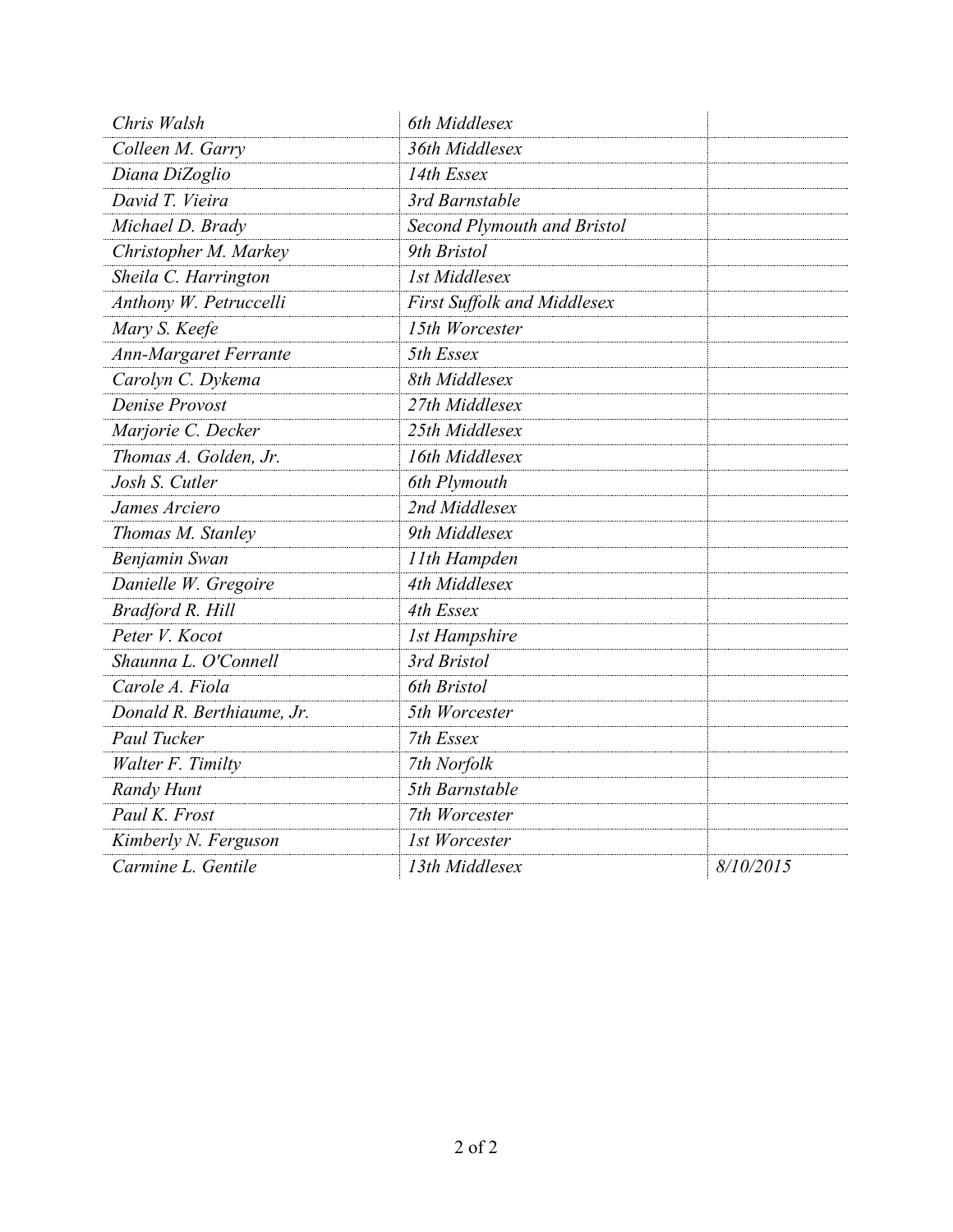| | | |
|---|---|---|
| *Chris Walsh* | *6th Middlesex* | |
| *Colleen M. Garry* | *36th Middlesex* | |
| *Diana DiZoglio* | *14th Essex* | |
| *David T. Vieira* | *3rd Barnstable* | |
| *Michael D. Brady* | *Second Plymouth and Bristol* | |
| *Christopher M. Markey* | *9th Bristol* | |
| *Sheila C. Harrington* | *1st Middlesex* | |
| *Anthony W. Petruccelli* | *First Suffolk and Middlesex* | |
| *Mary S. Keefe* | *15th Worcester* | |
| *Ann-Margaret Ferrante* | *5th Essex* | |
| *Carolyn C. Dykema* | *8th Middlesex* | |
| *Denise Provost* | *27th Middlesex* | |
| *Marjorie C. Decker* | *25th Middlesex* | |
| *Thomas A. Golden, Jr.* | *16th Middlesex* | |
| *Josh S. Cutler* | *6th Plymouth* | |
| *James Arciero* | *2nd Middlesex* | |
| *Thomas M. Stanley* | *9th Middlesex* | |
| *Benjamin Swan* | *11th Hampden* | |
| *Danielle W. Gregoire* | *4th Middlesex* | |
| *Bradford R. Hill* | *4th Essex* | |
| *Peter V. Kocot* | *1st Hampshire* | |
| *Shaunna L. O'Connell* | *3rd Bristol* | |
| *Carole A. Fiola* | *6th Bristol* | |
| *Donald R. Berthiaume, Jr.* | *5th Worcester* | |
| *Paul Tucker* | *7th Essex* | |
| *Walter F. Timilty* | *7th Norfolk* | |
| *Randy Hunt* | *5th Barnstable* | |
| *Paul K. Frost* | *7th Worcester* | |
| *Kimberly N. Ferguson* | *1st Worcester* | |
| *Carmine L. Gentile* | *13th Middlesex* | *8/10/2015* |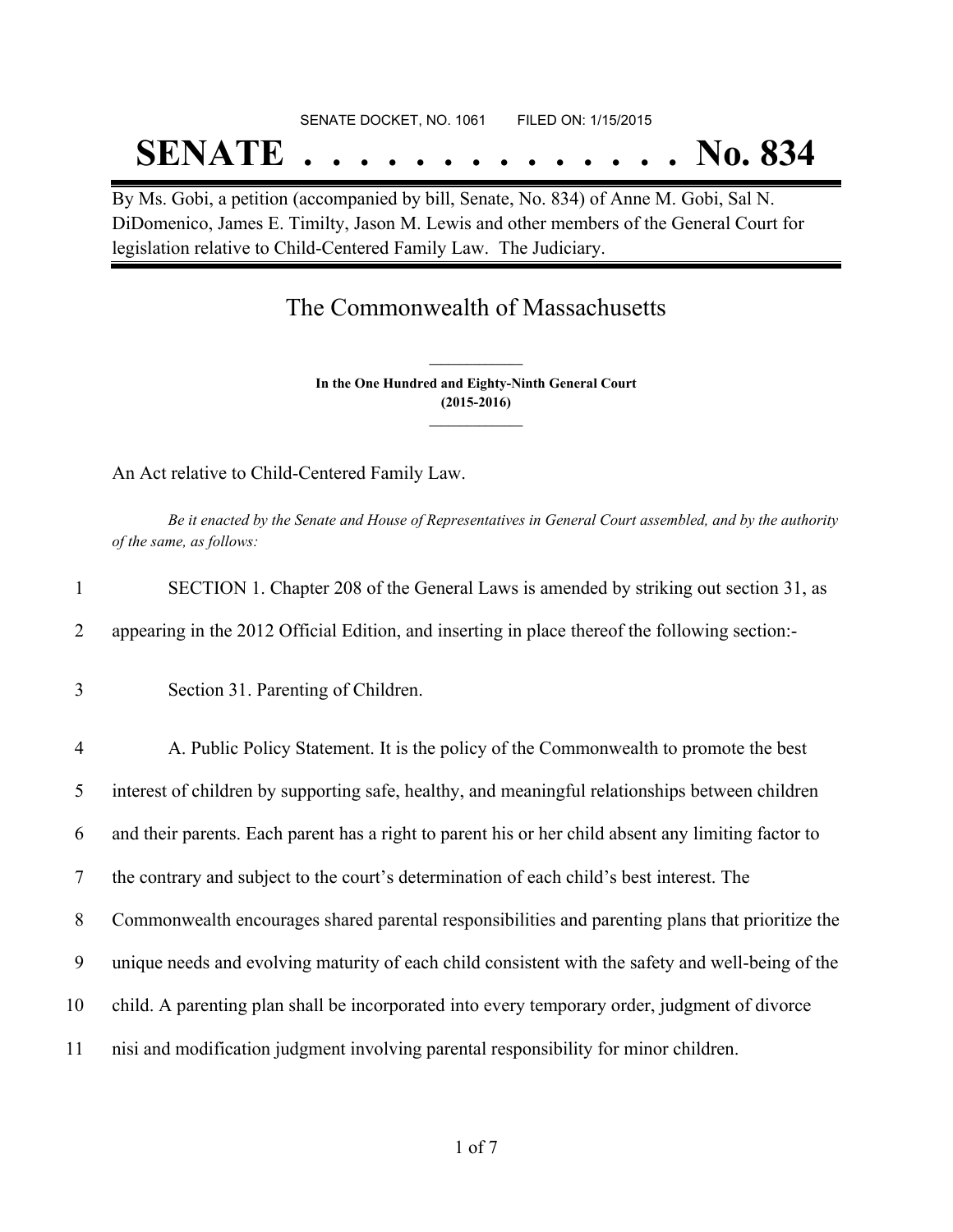SENATE DOCKET, NO. 1061        FILED ON: 1/15/2015

# SENATE . . . . . . . . . . . . . . No. 834

By Ms. Gobi, a petition (accompanied by bill, Senate, No. 834) of Anne M. Gobi, Sal N. DiDomenico, James E. Timilty, Jason M. Lewis and other members of the General Court for legislation relative to Child-Centered Family Law. The Judiciary.

## The Commonwealth of Massachusetts

**In the One Hundred and Eighty-Ninth General Court**
**(2015-2016)**

An Act relative to Child-Centered Family Law.

*Be it enacted by the Senate and House of Representatives in General Court assembled, and by the authority of the same, as follows:*

1 SECTION 1. Chapter 208 of the General Laws is amended by striking out section 31, as
2 appearing in the 2012 Official Edition, and inserting in place thereof the following section:-

3 Section 31. Parenting of Children.

4 A. Public Policy Statement. It is the policy of the Commonwealth to promote the best
5 interest of children by supporting safe, healthy, and meaningful relationships between children
6 and their parents. Each parent has a right to parent his or her child absent any limiting factor to
7 the contrary and subject to the court's determination of each child's best interest. The
8 Commonwealth encourages shared parental responsibilities and parenting plans that prioritize the
9 unique needs and evolving maturity of each child consistent with the safety and well-being of the
10 child. A parenting plan shall be incorporated into every temporary order, judgment of divorce
11 nisi and modification judgment involving parental responsibility for minor children.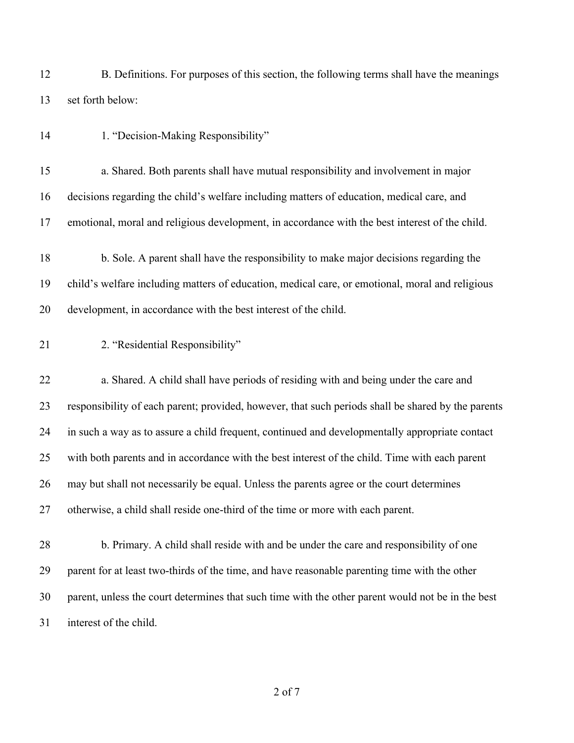B. Definitions. For purposes of this section, the following terms shall have the meanings set forth below:

1. "Decision-Making Responsibility"

a. Shared. Both parents shall have mutual responsibility and involvement in major decisions regarding the child's welfare including matters of education, medical care, and emotional, moral and religious development, in accordance with the best interest of the child.

b. Sole. A parent shall have the responsibility to make major decisions regarding the child's welfare including matters of education, medical care, or emotional, moral and religious development, in accordance with the best interest of the child.

2. "Residential Responsibility"

a. Shared. A child shall have periods of residing with and being under the care and responsibility of each parent; provided, however, that such periods shall be shared by the parents in such a way as to assure a child frequent, continued and developmentally appropriate contact with both parents and in accordance with the best interest of the child. Time with each parent may but shall not necessarily be equal. Unless the parents agree or the court determines otherwise, a child shall reside one-third of the time or more with each parent.

b. Primary. A child shall reside with and be under the care and responsibility of one parent for at least two-thirds of the time, and have reasonable parenting time with the other parent, unless the court determines that such time with the other parent would not be in the best interest of the child.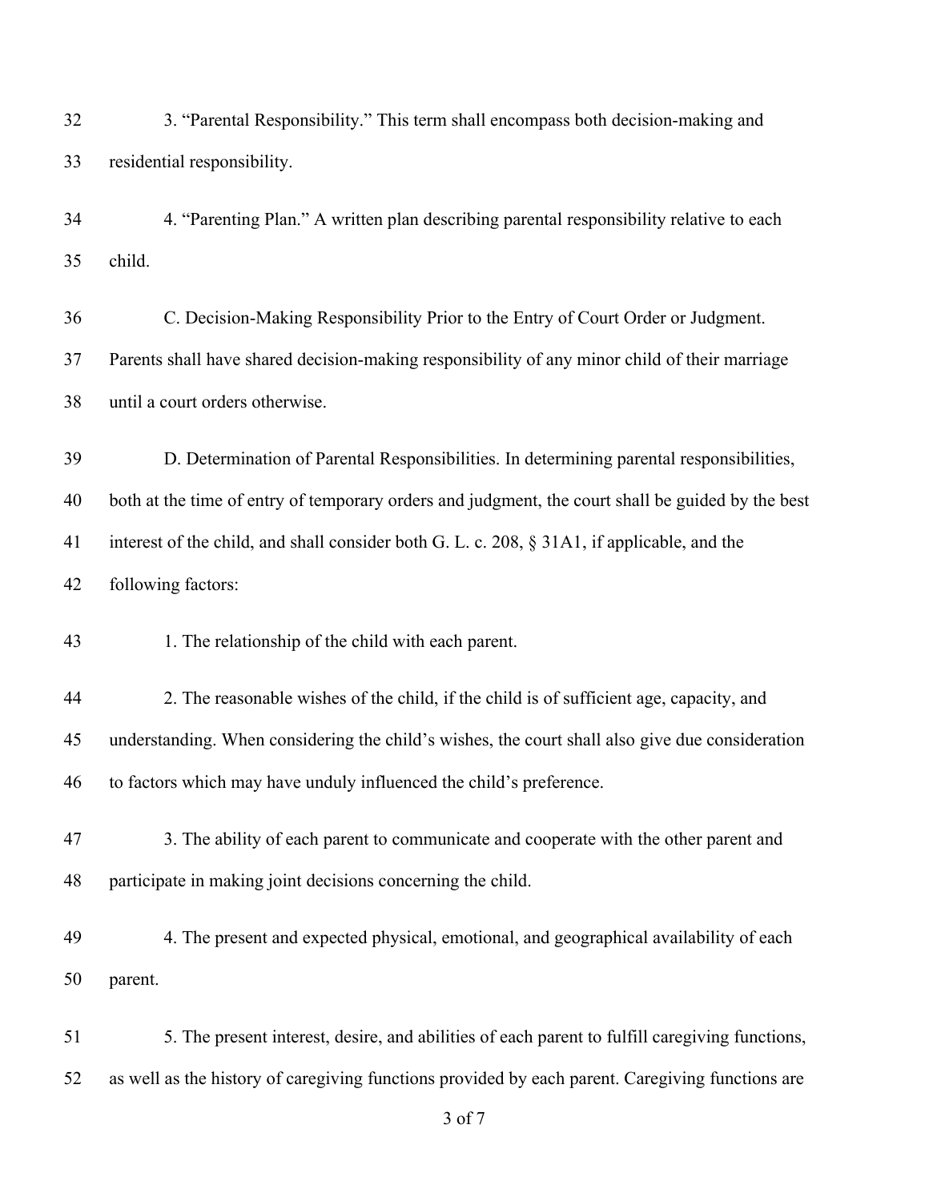3. “Parental Responsibility.” This term shall encompass both decision-making and residential responsibility.

4. “Parenting Plan.” A written plan describing parental responsibility relative to each child.

C. Decision-Making Responsibility Prior to the Entry of Court Order or Judgment. Parents shall have shared decision-making responsibility of any minor child of their marriage until a court orders otherwise.

D. Determination of Parental Responsibilities. In determining parental responsibilities, both at the time of entry of temporary orders and judgment, the court shall be guided by the best interest of the child, and shall consider both G. L. c. 208, § 31A1, if applicable, and the following factors:

1. The relationship of the child with each parent.

2. The reasonable wishes of the child, if the child is of sufficient age, capacity, and understanding. When considering the child’s wishes, the court shall also give due consideration to factors which may have unduly influenced the child’s preference.

3. The ability of each parent to communicate and cooperate with the other parent and participate in making joint decisions concerning the child.

4. The present and expected physical, emotional, and geographical availability of each parent.

5. The present interest, desire, and abilities of each parent to fulfill caregiving functions, as well as the history of caregiving functions provided by each parent. Caregiving functions are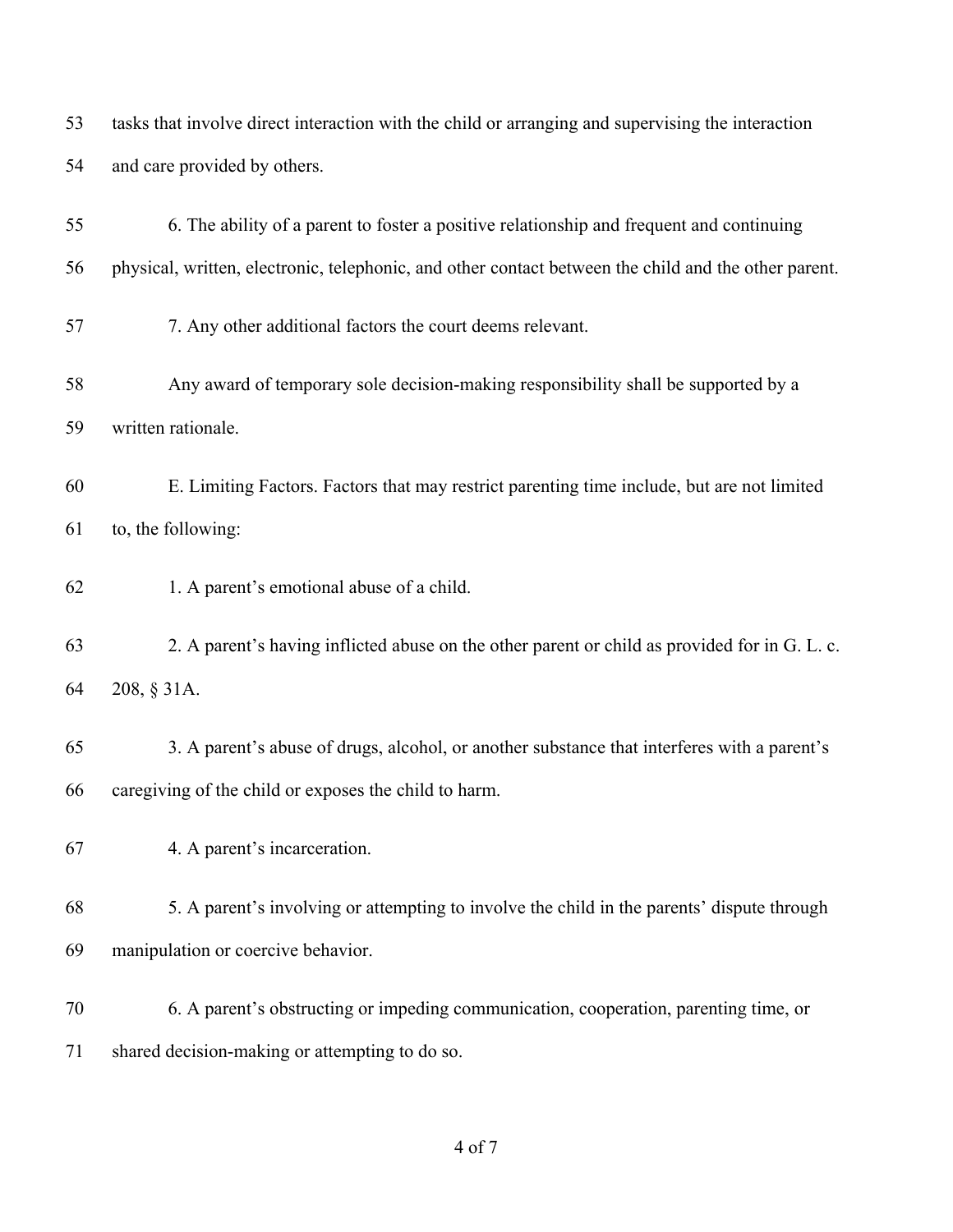tasks that involve direct interaction with the child or arranging and supervising the interaction and care provided by others.

6. The ability of a parent to foster a positive relationship and frequent and continuing physical, written, electronic, telephonic, and other contact between the child and the other parent.

7. Any other additional factors the court deems relevant.

Any award of temporary sole decision-making responsibility shall be supported by a written rationale.

E. Limiting Factors. Factors that may restrict parenting time include, but are not limited to, the following:

1. A parent's emotional abuse of a child.

2. A parent's having inflicted abuse on the other parent or child as provided for in G. L. c. 208, § 31A.

3. A parent's abuse of drugs, alcohol, or another substance that interferes with a parent's caregiving of the child or exposes the child to harm.

4. A parent's incarceration.

5. A parent's involving or attempting to involve the child in the parents' dispute through manipulation or coercive behavior.

6. A parent's obstructing or impeding communication, cooperation, parenting time, or shared decision-making or attempting to do so.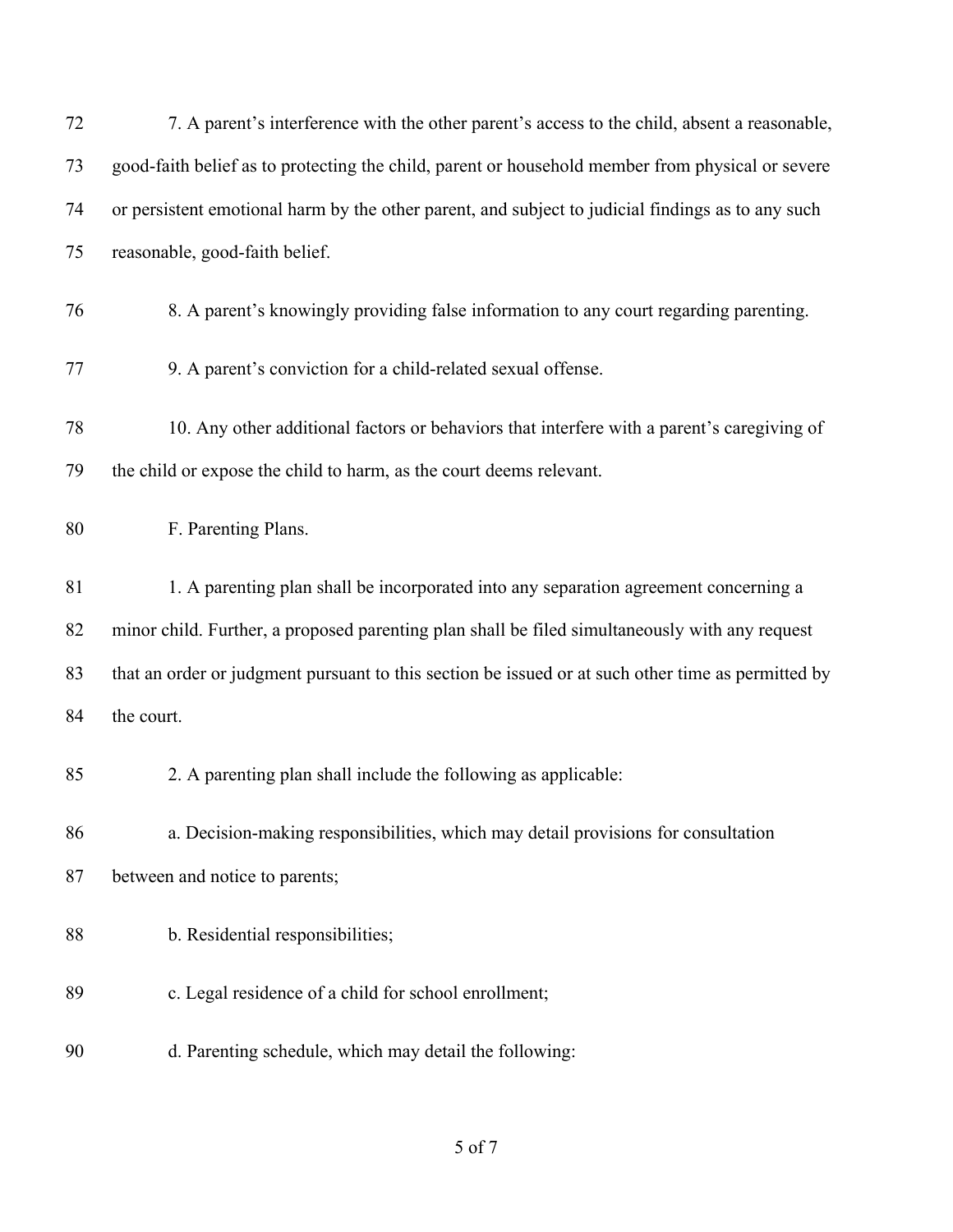7. A parent's interference with the other parent's access to the child, absent a reasonable, good-faith belief as to protecting the child, parent or household member from physical or severe or persistent emotional harm by the other parent, and subject to judicial findings as to any such reasonable, good-faith belief.

8. A parent's knowingly providing false information to any court regarding parenting.

9. A parent's conviction for a child-related sexual offense.

10. Any other additional factors or behaviors that interfere with a parent's caregiving of the child or expose the child to harm, as the court deems relevant.

F. Parenting Plans.

1. A parenting plan shall be incorporated into any separation agreement concerning a minor child. Further, a proposed parenting plan shall be filed simultaneously with any request that an order or judgment pursuant to this section be issued or at such other time as permitted by the court.

2. A parenting plan shall include the following as applicable:

a. Decision-making responsibilities, which may detail provisions for consultation between and notice to parents;

b. Residential responsibilities;

c. Legal residence of a child for school enrollment;

d. Parenting schedule, which may detail the following: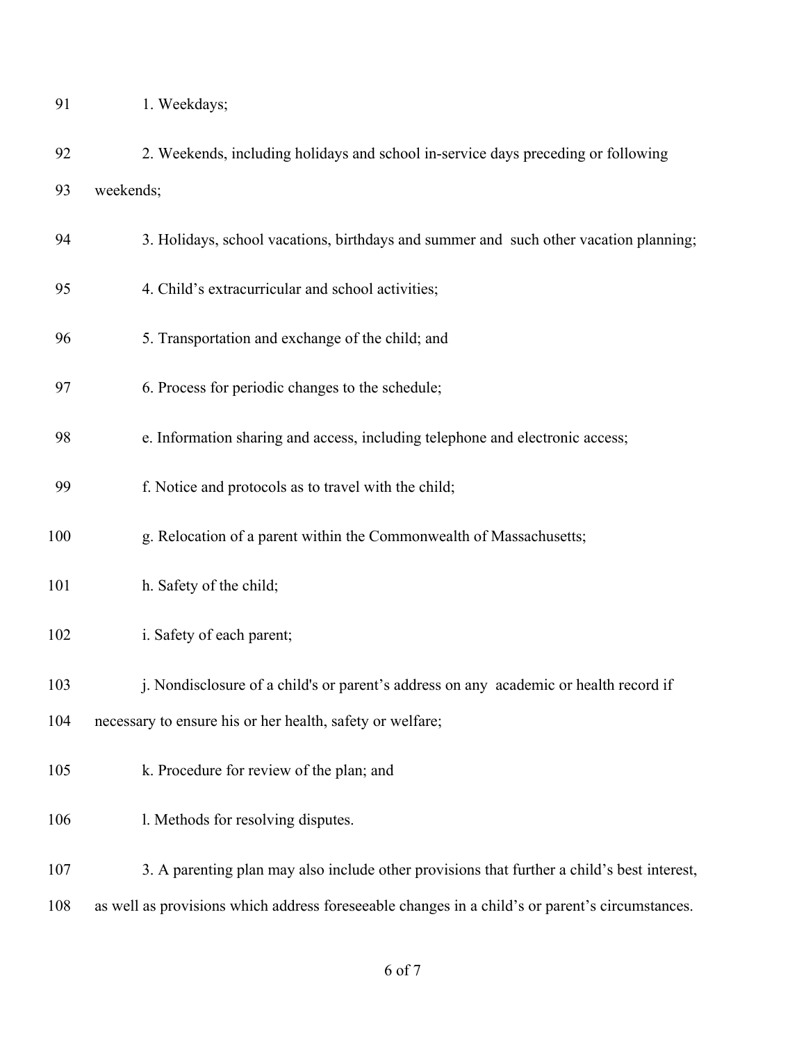1. Weekdays;

2. Weekends, including holidays and school in-service days preceding or following weekends;

3. Holidays, school vacations, birthdays and summer and such other vacation planning;

4. Child's extracurricular and school activities;

5. Transportation and exchange of the child; and

6. Process for periodic changes to the schedule;

e. Information sharing and access, including telephone and electronic access;

f. Notice and protocols as to travel with the child;

g. Relocation of a parent within the Commonwealth of Massachusetts;

h. Safety of the child;

i. Safety of each parent;

j. Nondisclosure of a child's or parent's address on any academic or health record if necessary to ensure his or her health, safety or welfare;

k. Procedure for review of the plan; and

l. Methods for resolving disputes.

3. A parenting plan may also include other provisions that further a child's best interest, as well as provisions which address foreseeable changes in a child's or parent's circumstances.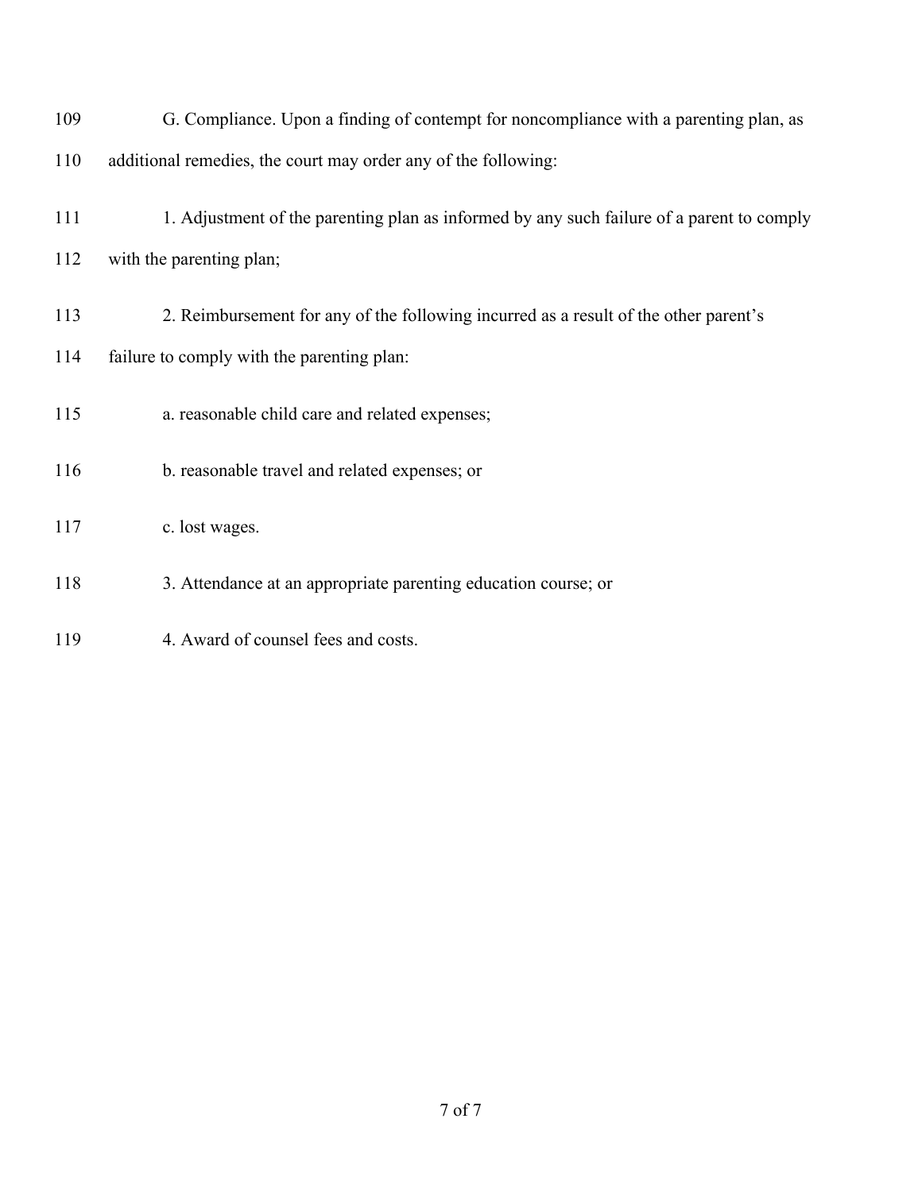G. Compliance. Upon a finding of contempt for noncompliance with a parenting plan, as additional remedies, the court may order any of the following:

1. Adjustment of the parenting plan as informed by any such failure of a parent to comply with the parenting plan;

2. Reimbursement for any of the following incurred as a result of the other parent's failure to comply with the parenting plan:

a. reasonable child care and related expenses;

b. reasonable travel and related expenses; or

c. lost wages.

3. Attendance at an appropriate parenting education course; or

4. Award of counsel fees and costs.